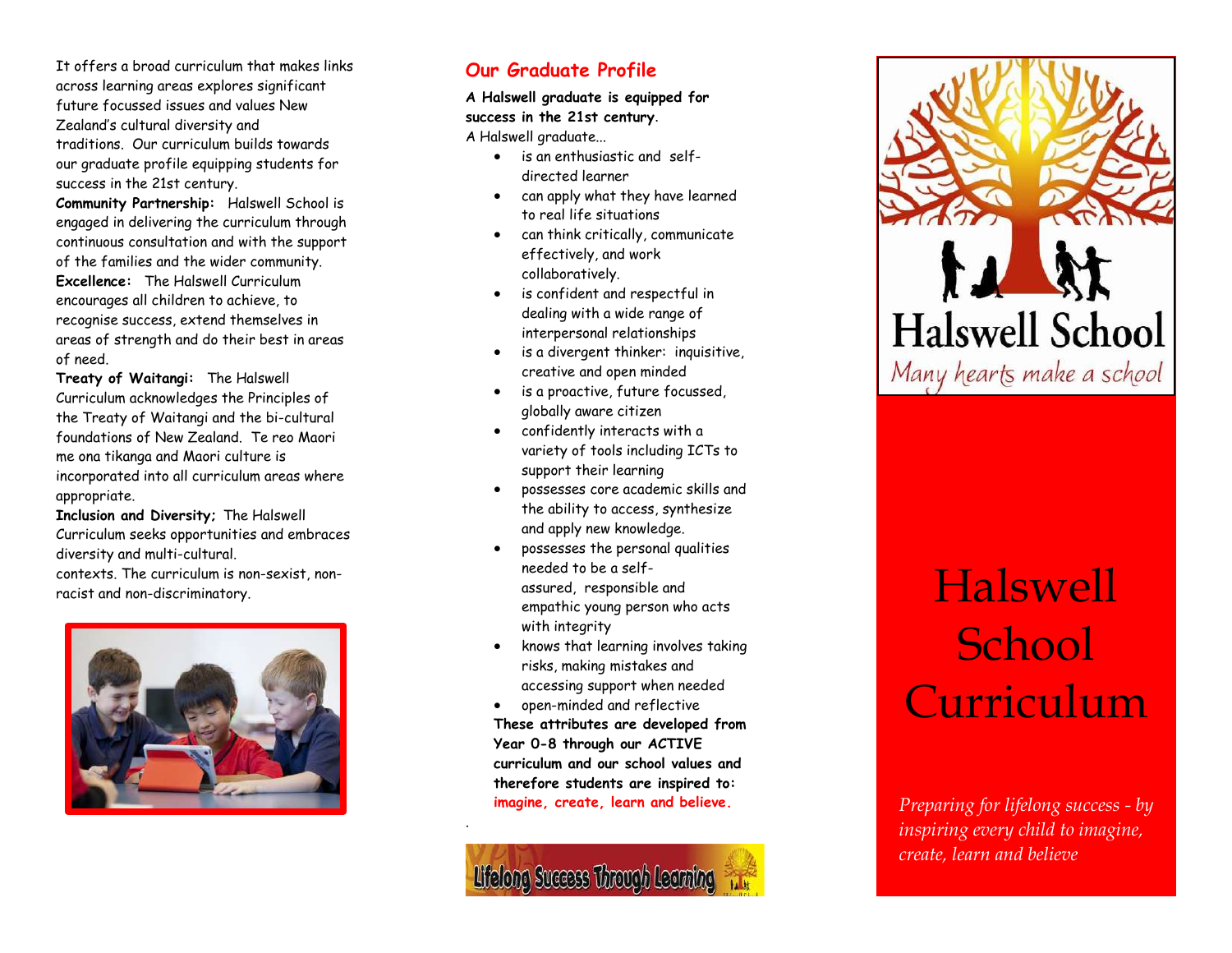It offers a broad curriculum that makes links across learning areas explores significant future focussed issues and values New Zealand's cultural diversity and traditions. Our curriculum builds towards our graduate profile equipping students for success in the 21st century.

**Community Partnership:** Halswell School is engaged in delivering the curriculum through continuous consultation and with the support of the families and the wider community.

**Excellence:** The Halswell Curriculum encourages all children to achieve, to recognise success, extend themselves in areas of strength and do their best in areas of need.

**Treaty of Waitangi:** The Halswell Curriculum acknowledges the Principles of the Treaty of Waitangi and the bi-cultural foundations of New Zealand. Te reo Maori me ona tikanga and Maori culture is incorporated into all curriculum areas where appropriate.

**Inclusion and Diversity;** The Halswell Curriculum seeks opportunities and embraces diversity and multi-cultural.
contexts. The curriculum is non-sexist, non-racist and non-discriminatory.

## Our Graduate Profile

**A Halswell graduate is equipped for success in the 21st century.**

A Halswell graduate...

- is an enthusiastic and self-directed learner
- can apply what they have learned to real life situations
- can think critically, communicate effectively, and work collaboratively.
- is confident and respectful in dealing with a wide range of interpersonal relationships
- is a divergent thinker: inquisitive, creative and open minded
- is a proactive, future focussed, globally aware citizen
- confidently interacts with a variety of tools including ICTs to support their learning
- possesses core academic skills and the ability to access, synthesize and apply new knowledge.
- possesses the personal qualities needed to be a self-assured, responsible and empathic young person who acts with integrity
- knows that learning involves taking risks, making mistakes and accessing support when needed
- open-minded and reflective

**These attributes are developed from Year 0-8 through our ACTIVE curriculum and our school values and therefore students are inspired to: imagine, create, learn and believe.**

Lifelong Success Through Learning

Halswell School

*Many hearts make a school*

# Halswell School Curriculum

*Preparing for lifelong success - by inspiring every child to imagine, create, learn and believe*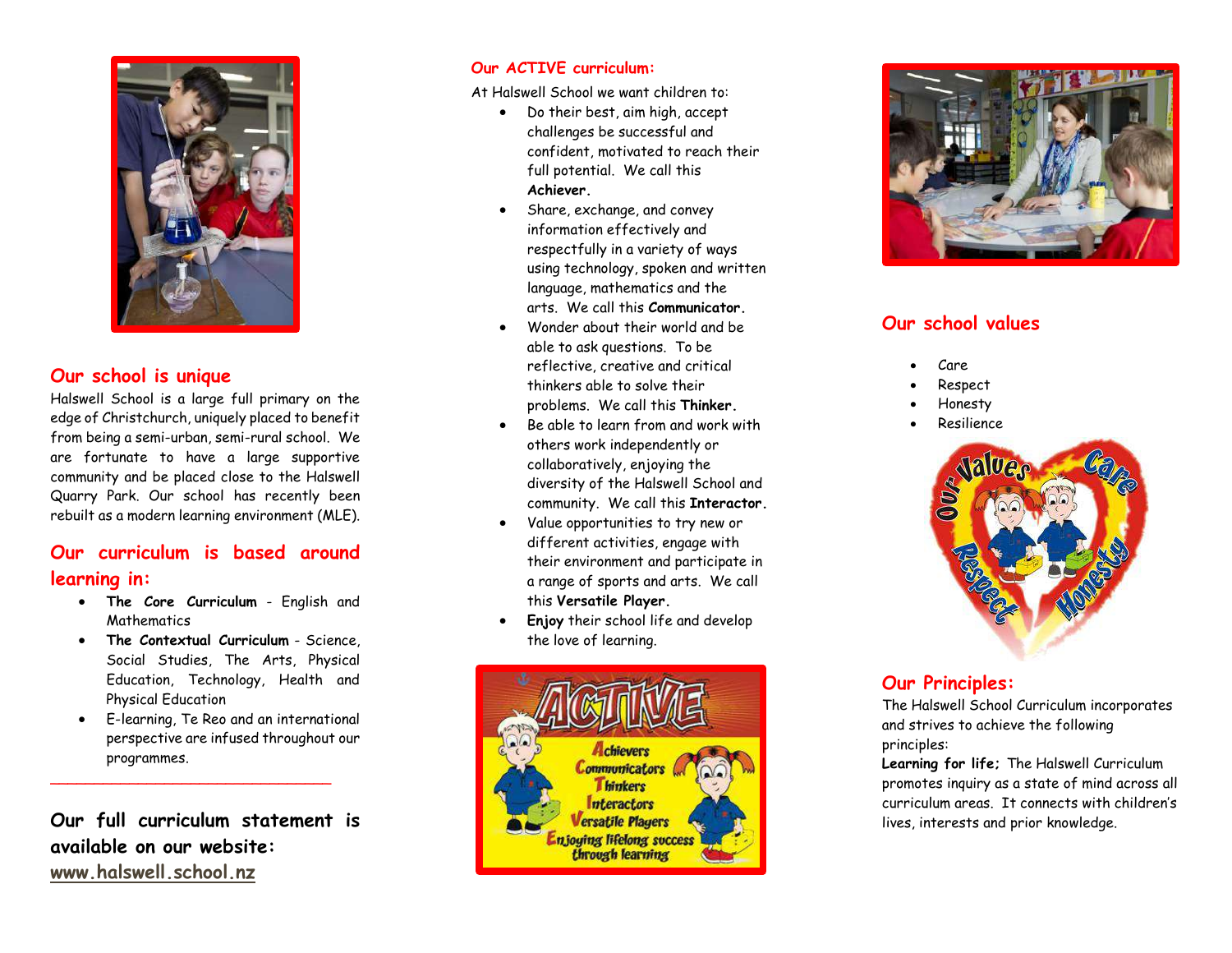## Our school is unique

Halswell School is a large full primary on the edge of Christchurch, uniquely placed to benefit from being a semi-urban, semi-rural school. We are fortunate to have a large supportive community and be placed close to the Halswell Quarry Park. Our school has recently been rebuilt as a modern learning environment (MLE).

## Our curriculum is based around learning in:

- **The Core Curriculum** - English and Mathematics
- **The Contextual Curriculum** - Science, Social Studies, The Arts, Physical Education, Technology, Health and Physical Education
- E-learning, Te Reo and an international perspective are infused throughout our programmes.

---

### Our full curriculum statement is available on our website: www.halswell.school.nz

## Our ACTIVE curriculum:

At Halswell School we want children to:

- Do their best, aim high, accept challenges be successful and confident, motivated to reach their full potential. We call this **Achiever.**
- Share, exchange, and convey information effectively and respectfully in a variety of ways using technology, spoken and written language, mathematics and the arts. We call this **Communicator.**
- Wonder about their world and be able to ask questions. To be reflective, creative and critical thinkers able to solve their problems. We call this **Thinker.**
- Be able to learn from and work with others work independently or collaboratively, enjoying the diversity of the Halswell School and community. We call this **Interactor.**
- Value opportunities to try new or different activities, engage with their environment and participate in a range of sports and arts. We call this **Versatile Player.**
- **Enjoy** their school life and develop the love of learning.

## Our school values

- Care
- Respect
- Honesty
- Resilience

## Our Principles:

The Halswell School Curriculum incorporates and strives to achieve the following principles:

**Learning for life;** The Halswell Curriculum promotes inquiry as a state of mind across all curriculum areas. It connects with children's lives, interests and prior knowledge.